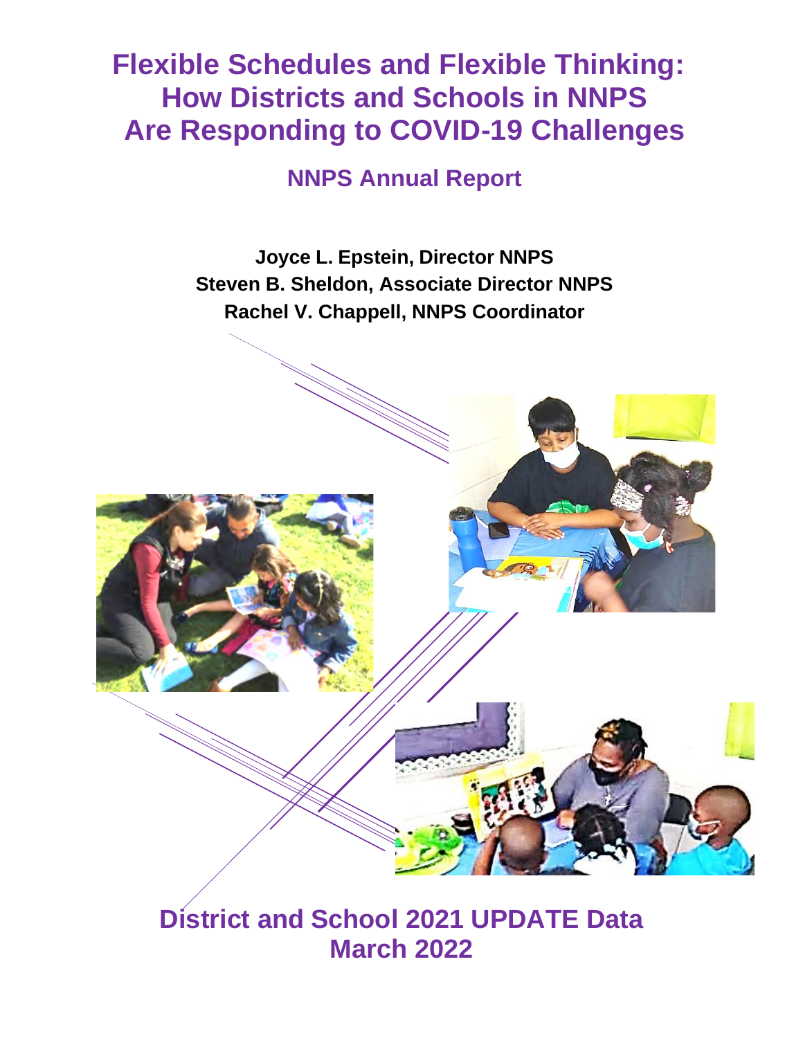# Flexible Schedules and Flexible Thinking: How Districts and Schools in NNPS Are Responding to COVID-19 Challenges

## NNPS Annual Report

**Joyce L. Epstein, Director NNPS**
**Steven B. Sheldon, Associate Director NNPS**
**Rachel V. Chappell, NNPS Coordinator**

## District and School 2021 UPDATE Data
## March 2022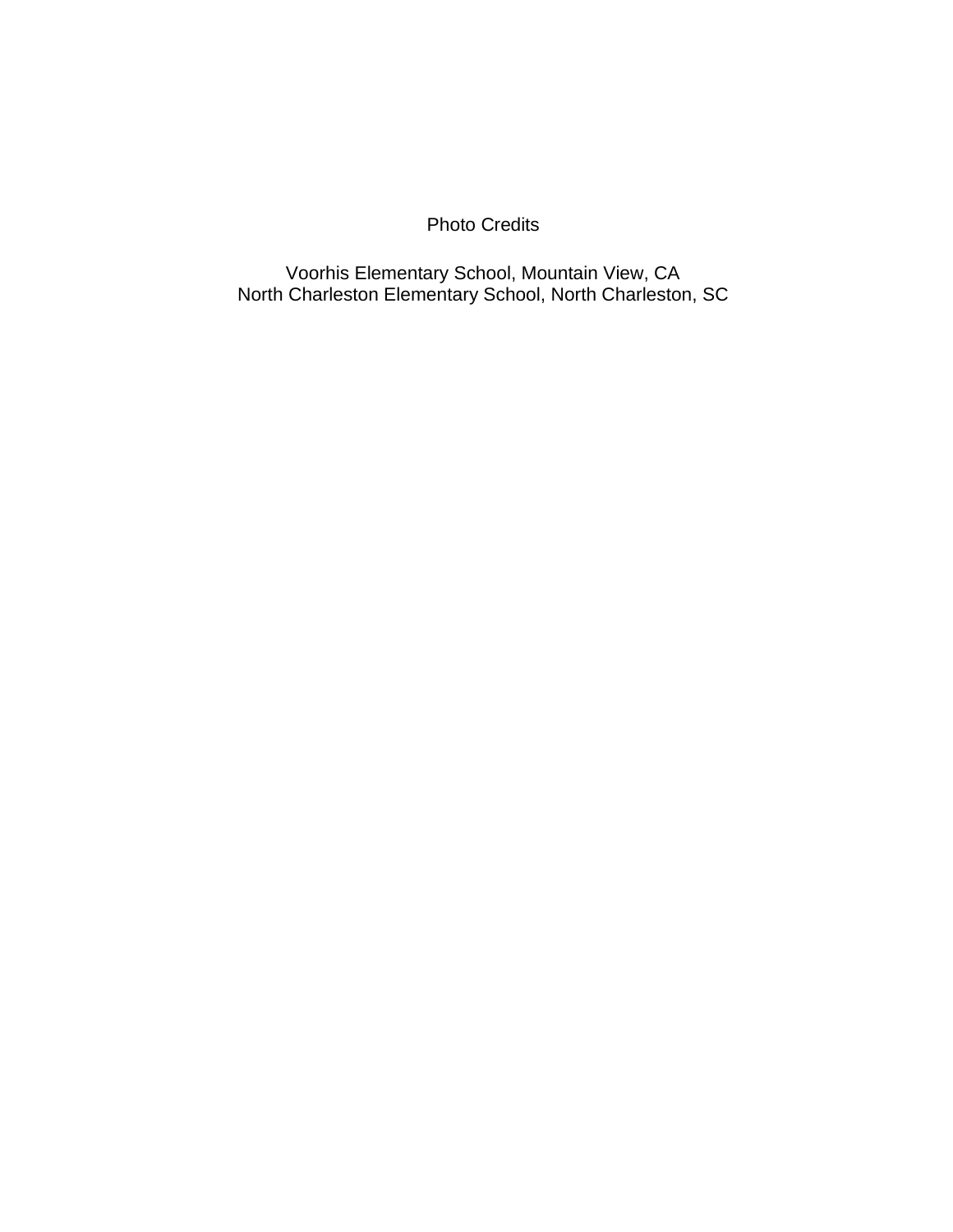Photo Credits

Voorhis Elementary School, Mountain View, CA
North Charleston Elementary School, North Charleston, SC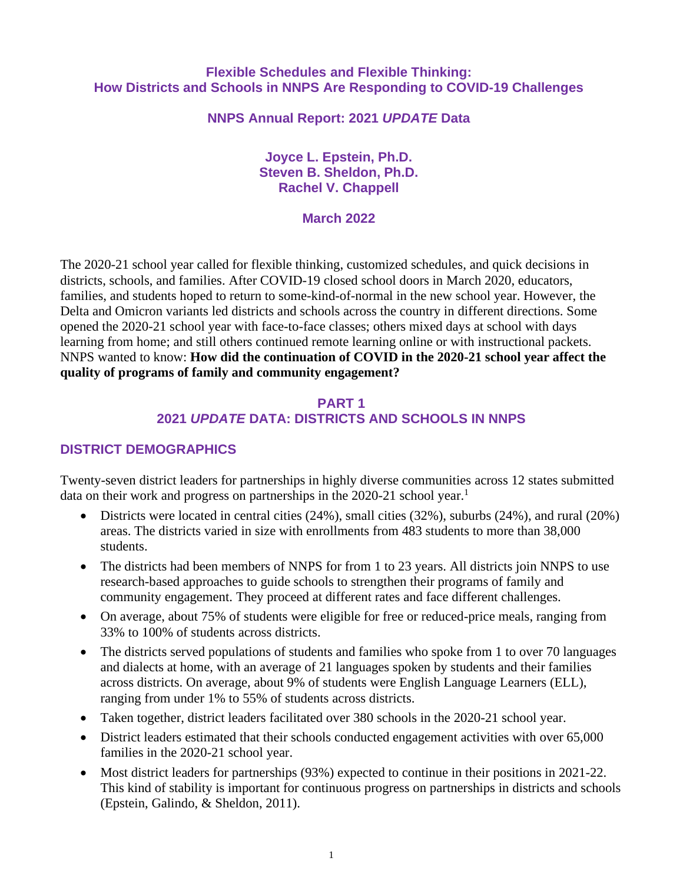# Flexible Schedules and Flexible Thinking: How Districts and Schools in NNPS Are Responding to COVID-19 Challenges

## NNPS Annual Report: 2021 *UPDATE* Data

**Joyce L. Epstein, Ph.D.**
**Steven B. Sheldon, Ph.D.**
**Rachel V. Chappell**

**March 2022**

The 2020-21 school year called for flexible thinking, customized schedules, and quick decisions in districts, schools, and families. After COVID-19 closed school doors in March 2020, educators, families, and students hoped to return to some-kind-of-normal in the new school year. However, the Delta and Omicron variants led districts and schools across the country in different directions. Some opened the 2020-21 school year with face-to-face classes; others mixed days at school with days learning from home; and still others continued remote learning online or with instructional packets. NNPS wanted to know: **How did the continuation of COVID in the 2020-21 school year affect the quality of programs of family and community engagement?**

## PART 1
## 2021 *UPDATE* DATA: DISTRICTS AND SCHOOLS IN NNPS

### DISTRICT DEMOGRAPHICS

Twenty-seven district leaders for partnerships in highly diverse communities across 12 states submitted data on their work and progress on partnerships in the 2020-21 school year.[1]

- Districts were located in central cities (24%), small cities (32%), suburbs (24%), and rural (20%) areas. The districts varied in size with enrollments from 483 students to more than 38,000 students.
- The districts had been members of NNPS for from 1 to 23 years. All districts join NNPS to use research-based approaches to guide schools to strengthen their programs of family and community engagement. They proceed at different rates and face different challenges.
- On average, about 75% of students were eligible for free or reduced-price meals, ranging from 33% to 100% of students across districts.
- The districts served populations of students and families who spoke from 1 to over 70 languages and dialects at home, with an average of 21 languages spoken by students and their families across districts. On average, about 9% of students were English Language Learners (ELL), ranging from under 1% to 55% of students across districts.
- Taken together, district leaders facilitated over 380 schools in the 2020-21 school year.
- District leaders estimated that their schools conducted engagement activities with over 65,000 families in the 2020-21 school year.
- Most district leaders for partnerships (93%) expected to continue in their positions in 2021-22. This kind of stability is important for continuous progress on partnerships in districts and schools (Epstein, Galindo, & Sheldon, 2011).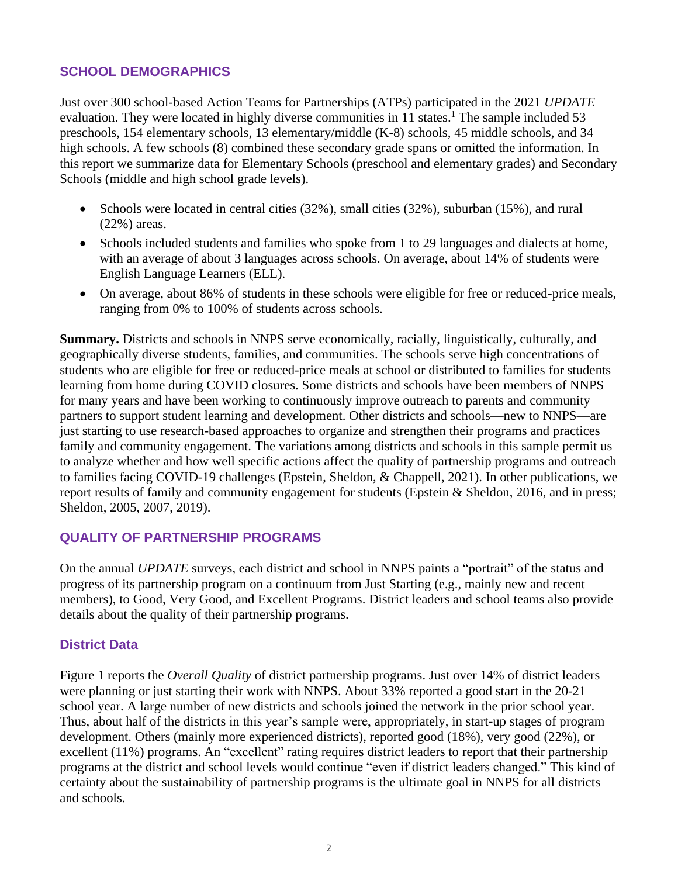## SCHOOL DEMOGRAPHICS

Just over 300 school-based Action Teams for Partnerships (ATPs) participated in the 2021 *UPDATE* evaluation. They were located in highly diverse communities in 11 states.[1] The sample included 53 preschools, 154 elementary schools, 13 elementary/middle (K-8) schools, 45 middle schools, and 34 high schools. A few schools (8) combined these secondary grade spans or omitted the information. In this report we summarize data for Elementary Schools (preschool and elementary grades) and Secondary Schools (middle and high school grade levels).

- Schools were located in central cities (32%), small cities (32%), suburban (15%), and rural (22%) areas.
- Schools included students and families who spoke from 1 to 29 languages and dialects at home, with an average of about 3 languages across schools. On average, about 14% of students were English Language Learners (ELL).
- On average, about 86% of students in these schools were eligible for free or reduced-price meals, ranging from 0% to 100% of students across schools.

**Summary.** Districts and schools in NNPS serve economically, racially, linguistically, culturally, and geographically diverse students, families, and communities. The schools serve high concentrations of students who are eligible for free or reduced-price meals at school or distributed to families for students learning from home during COVID closures. Some districts and schools have been members of NNPS for many years and have been working to continuously improve outreach to parents and community partners to support student learning and development. Other districts and schools—new to NNPS—are just starting to use research-based approaches to organize and strengthen their programs and practices family and community engagement. The variations among districts and schools in this sample permit us to analyze whether and how well specific actions affect the quality of partnership programs and outreach to families facing COVID-19 challenges (Epstein, Sheldon, & Chappell, 2021). In other publications, we report results of family and community engagement for students (Epstein & Sheldon, 2016, and in press; Sheldon, 2005, 2007, 2019).

## QUALITY OF PARTNERSHIP PROGRAMS

On the annual *UPDATE* surveys, each district and school in NNPS paints a "portrait" of the status and progress of its partnership program on a continuum from Just Starting (e.g., mainly new and recent members), to Good, Very Good, and Excellent Programs. District leaders and school teams also provide details about the quality of their partnership programs.

### District Data

Figure 1 reports the *Overall Quality* of district partnership programs. Just over 14% of district leaders were planning or just starting their work with NNPS. About 33% reported a good start in the 20-21 school year. A large number of new districts and schools joined the network in the prior school year. Thus, about half of the districts in this year's sample were, appropriately, in start-up stages of program development. Others (mainly more experienced districts), reported good (18%), very good (22%), or excellent (11%) programs. An "excellent" rating requires district leaders to report that their partnership programs at the district and school levels would continue "even if district leaders changed." This kind of certainty about the sustainability of partnership programs is the ultimate goal in NNPS for all districts and schools.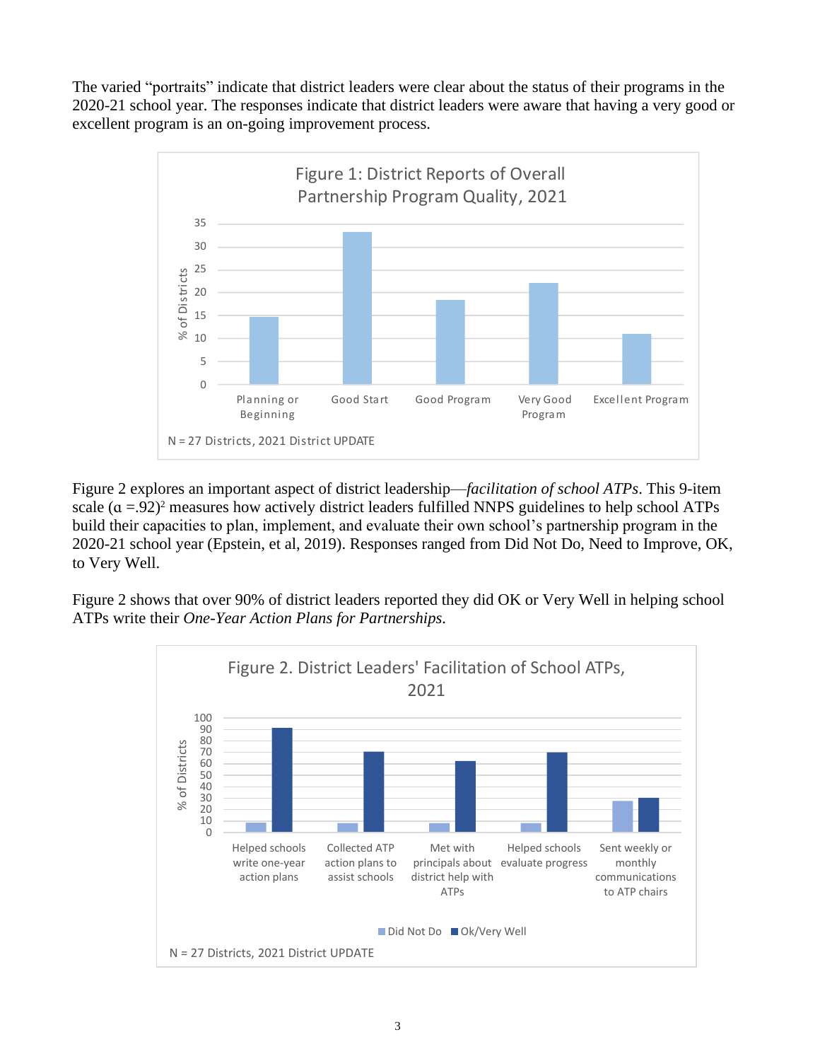The varied "portraits" indicate that district leaders were clear about the status of their programs in the 2020-21 school year. The responses indicate that district leaders were aware that having a very good or excellent program is an on-going improvement process.

Figure 1: District Reports of Overall Partnership Program Quality, 2021

N = 27 Districts, 2021 District UPDATE

Figure 2 explores an important aspect of district leadership—*facilitation of school ATPs*. This 9-item scale ($\alpha = .92$)[2] measures how actively district leaders fulfilled NNPS guidelines to help school ATPs build their capacities to plan, implement, and evaluate their own school's partnership program in the 2020-21 school year (Epstein, et al, 2019). Responses ranged from Did Not Do, Need to Improve, OK, to Very Well.

Figure 2 shows that over 90% of district leaders reported they did OK or Very Well in helping school ATPs write their *One-Year Action Plans for Partnerships*.

Figure 2. District Leaders' Facilitation of School ATPs, 2021

N = 27 Districts, 2021 District UPDATE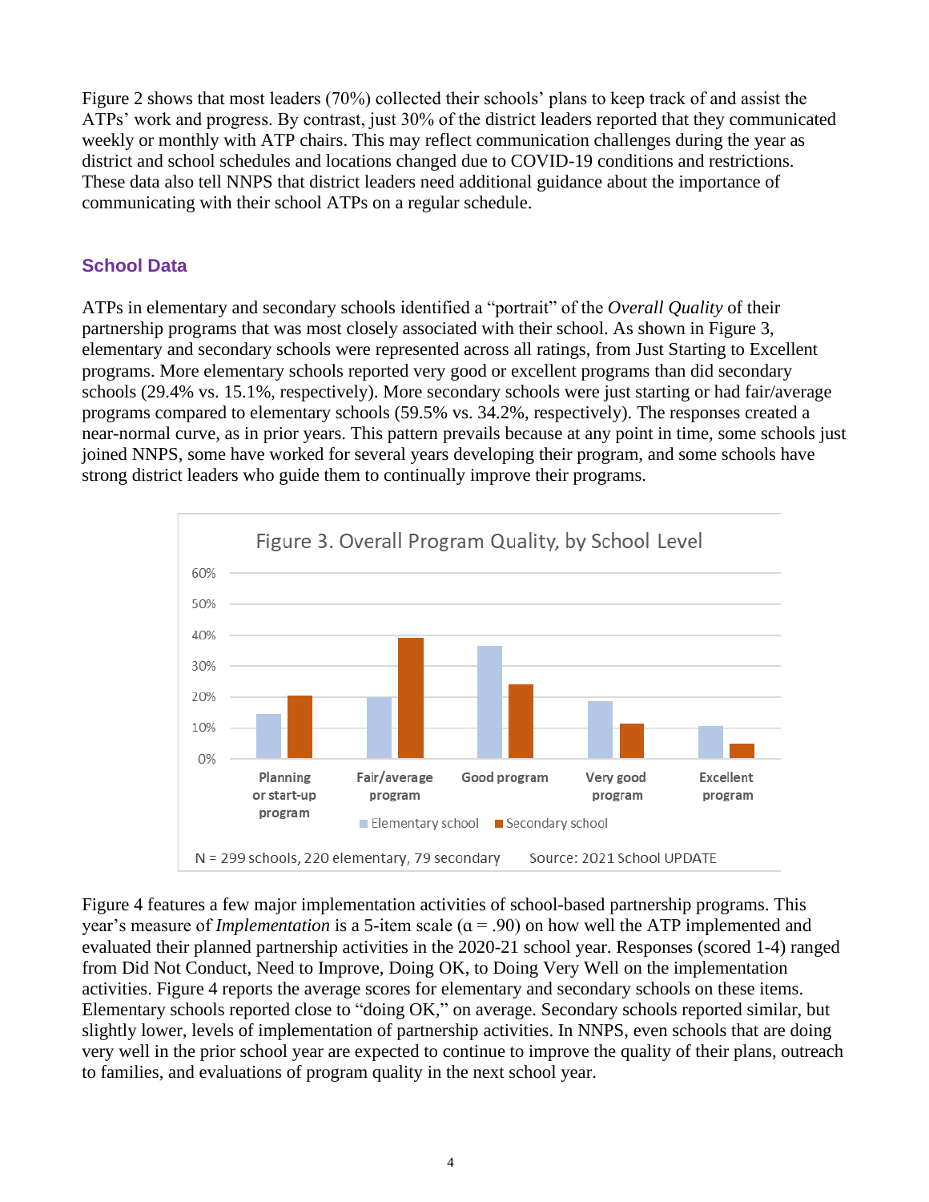Figure 2 shows that most leaders (70%) collected their schools' plans to keep track of and assist the ATPs' work and progress. By contrast, just 30% of the district leaders reported that they communicated weekly or monthly with ATP chairs. This may reflect communication challenges during the year as district and school schedules and locations changed due to COVID-19 conditions and restrictions. These data also tell NNPS that district leaders need additional guidance about the importance of communicating with their school ATPs on a regular schedule.

## School Data

ATPs in elementary and secondary schools identified a "portrait" of the *Overall Quality* of their partnership programs that was most closely associated with their school. As shown in Figure 3, elementary and secondary schools were represented across all ratings, from Just Starting to Excellent programs. More elementary schools reported very good or excellent programs than did secondary schools (29.4% vs. 15.1%, respectively). More secondary schools were just starting or had fair/average programs compared to elementary schools (59.5% vs. 34.2%, respectively). The responses created a near-normal curve, as in prior years. This pattern prevails because at any point in time, some schools just joined NNPS, some have worked for several years developing their program, and some schools have strong district leaders who guide them to continually improve their programs.

Figure 3. Overall Program Quality, by School Level

N = 299 schools, 220 elementary, 79 secondary    Source: 2021 School UPDATE

Figure 4 features a few major implementation activities of school-based partnership programs. This year's measure of *Implementation* is a 5-item scale ($\alpha = .90$) on how well the ATP implemented and evaluated their planned partnership activities in the 2020-21 school year. Responses (scored 1-4) ranged from Did Not Conduct, Need to Improve, Doing OK, to Doing Very Well on the implementation activities. Figure 4 reports the average scores for elementary and secondary schools on these items. Elementary schools reported close to "doing OK," on average. Secondary schools reported similar, but slightly lower, levels of implementation of partnership activities. In NNPS, even schools that are doing very well in the prior school year are expected to continue to improve the quality of their plans, outreach to families, and evaluations of program quality in the next school year.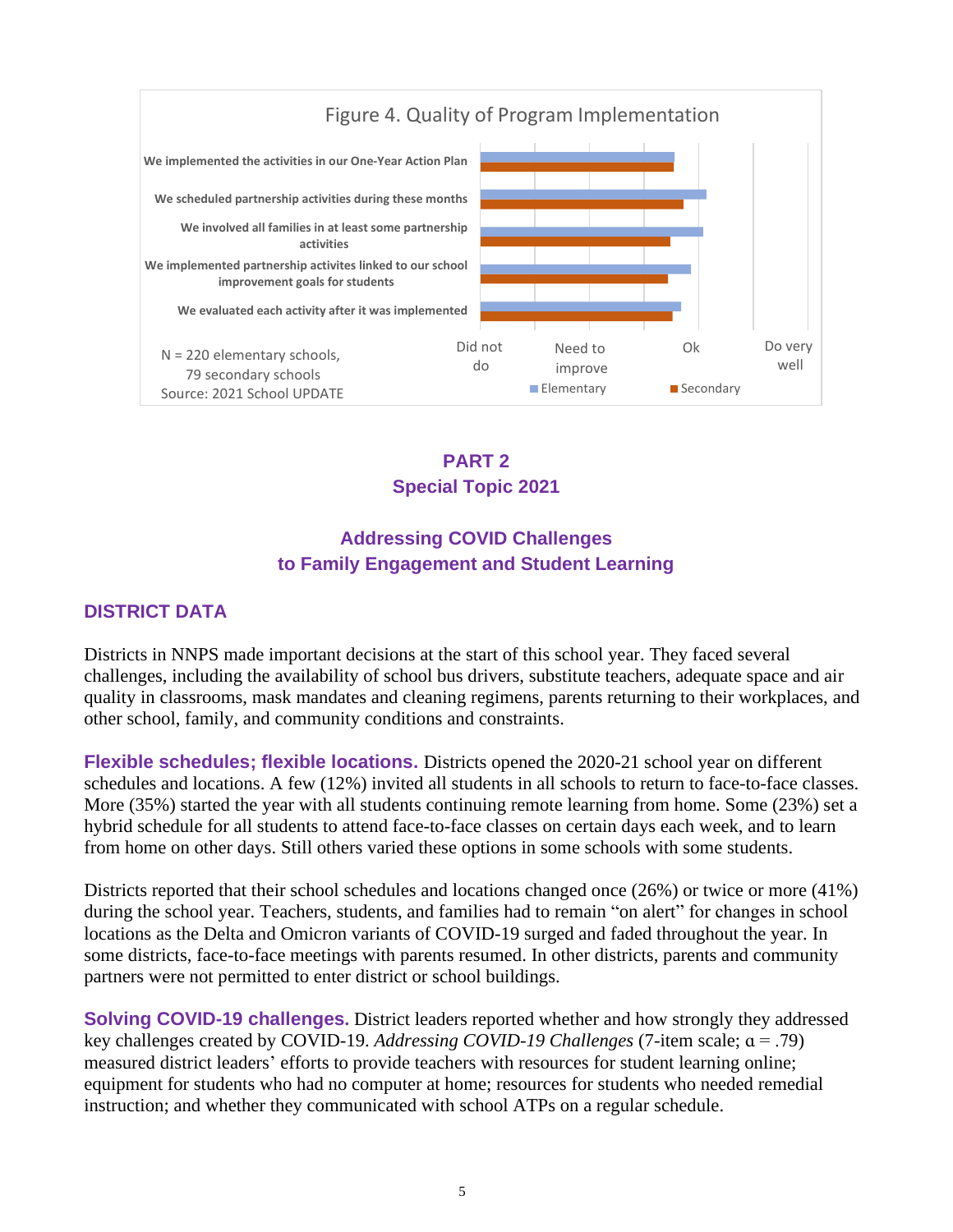Figure 4. Quality of Program Implementation

We implemented the activities in our One-Year Action Plan

We scheduled partnership activities during these months

We involved all families in at least some partnership activities

We implemented partnership activites linked to our school improvement goals for students

We evaluated each activity after it was implemented

Did not do | Need to improve | Ok | Do very well

Elementary | Secondary

N = 220 elementary schools, 79 secondary schools
Source: 2021 School UPDATE

## PART 2
## Special Topic 2021

## Addressing COVID Challenges to Family Engagement and Student Learning

### DISTRICT DATA

Districts in NNPS made important decisions at the start of this school year. They faced several challenges, including the availability of school bus drivers, substitute teachers, adequate space and air quality in classrooms, mask mandates and cleaning regimens, parents returning to their workplaces, and other school, family, and community conditions and constraints.

**Flexible schedules; flexible locations.** Districts opened the 2020-21 school year on different schedules and locations. A few (12%) invited all students in all schools to return to face-to-face classes. More (35%) started the year with all students continuing remote learning from home. Some (23%) set a hybrid schedule for all students to attend face-to-face classes on certain days each week, and to learn from home on other days. Still others varied these options in some schools with some students.

Districts reported that their school schedules and locations changed once (26%) or twice or more (41%) during the school year. Teachers, students, and families had to remain "on alert" for changes in school locations as the Delta and Omicron variants of COVID-19 surged and faded throughout the year. In some districts, face-to-face meetings with parents resumed. In other districts, parents and community partners were not permitted to enter district or school buildings.

**Solving COVID-19 challenges.** District leaders reported whether and how strongly they addressed key challenges created by COVID-19. *Addressing COVID-19 Challenges* (7-item scale; $\alpha = .79$) measured district leaders' efforts to provide teachers with resources for student learning online; equipment for students who had no computer at home; resources for students who needed remedial instruction; and whether they communicated with school ATPs on a regular schedule.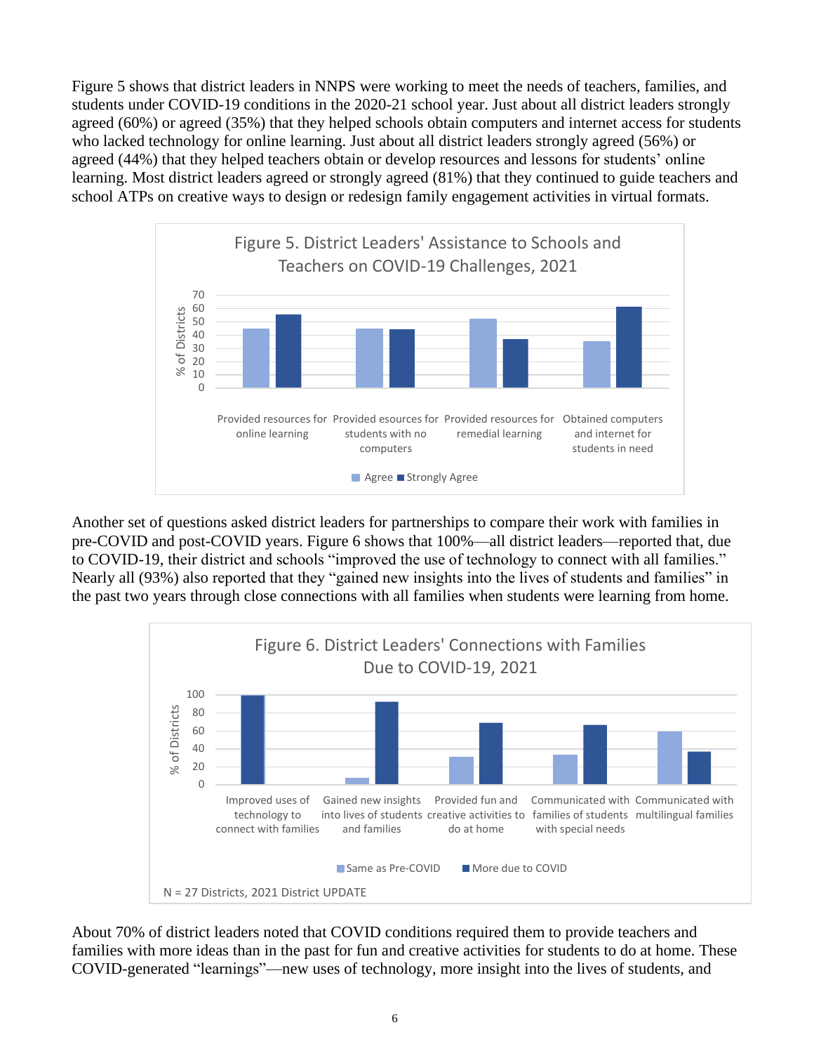Figure 5 shows that district leaders in NNPS were working to meet the needs of teachers, families, and students under COVID-19 conditions in the 2020-21 school year. Just about all district leaders strongly agreed (60%) or agreed (35%) that they helped schools obtain computers and internet access for students who lacked technology for online learning. Just about all district leaders strongly agreed (56%) or agreed (44%) that they helped teachers obtain or develop resources and lessons for students' online learning. Most district leaders agreed or strongly agreed (81%) that they continued to guide teachers and school ATPs on creative ways to design or redesign family engagement activities in virtual formats.

Figure 5. District Leaders' Assistance to Schools and Teachers on COVID-19 Challenges, 2021

Another set of questions asked district leaders for partnerships to compare their work with families in pre-COVID and post-COVID years. Figure 6 shows that 100%—all district leaders—reported that, due to COVID-19, their district and schools "improved the use of technology to connect with all families." Nearly all (93%) also reported that they "gained new insights into the lives of students and families" in the past two years through close connections with all families when students were learning from home.

Figure 6. District Leaders' Connections with Families Due to COVID-19, 2021

N = 27 Districts, 2021 District UPDATE

About 70% of district leaders noted that COVID conditions required them to provide teachers and families with more ideas than in the past for fun and creative activities for students to do at home. These COVID-generated "learnings"—new uses of technology, more insight into the lives of students, and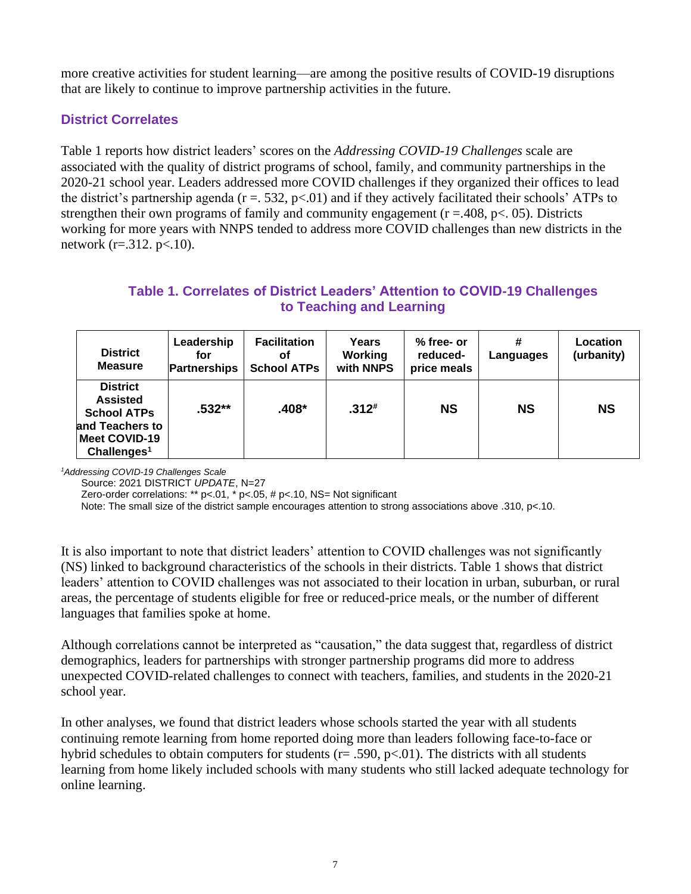more creative activities for student learning—are among the positive results of COVID-19 disruptions that are likely to continue to improve partnership activities in the future.

### District Correlates

Table 1 reports how district leaders' scores on the *Addressing COVID-19 Challenges* scale are associated with the quality of district programs of school, family, and community partnerships in the 2020-21 school year. Leaders addressed more COVID challenges if they organized their offices to lead the district's partnership agenda ($r = .532$, $p<.01$) and if they actively facilitated their schools' ATPs to strengthen their own programs of family and community engagement ($r = .408$, $p< .05$). Districts working for more years with NNPS tended to address more COVID challenges than new districts in the network ($r=.312$. $p<.10$).

**Table 1. Correlates of District Leaders' Attention to COVID-19 Challenges to Teaching and Learning**

| District Measure | Leadership for Partnerships | Facilitation of School ATPs | Years Working with NNPS | % free- or reduced-price meals | # Languages | Location (urbanity) |
|---|---|---|---|---|---|---|
| **District Assisted School ATPs and Teachers to Meet COVID-19 Challenges[1]** | **.532**** | **.408*** | **.312#** | **NS** | **NS** | **NS** |

[1]*Addressing COVID-19 Challenges Scale*

Source: 2021 DISTRICT *UPDATE*, N=27

Zero-order correlations: ** p<.01, * p<.05, # p<.10, NS= Not significant

Note: The small size of the district sample encourages attention to strong associations above .310, p<.10.

It is also important to note that district leaders' attention to COVID challenges was not significantly (NS) linked to background characteristics of the schools in their districts. Table 1 shows that district leaders' attention to COVID challenges was not associated to their location in urban, suburban, or rural areas, the percentage of students eligible for free or reduced-price meals, or the number of different languages that families spoke at home.

Although correlations cannot be interpreted as "causation," the data suggest that, regardless of district demographics, leaders for partnerships with stronger partnership programs did more to address unexpected COVID-related challenges to connect with teachers, families, and students in the 2020-21 school year.

In other analyses, we found that district leaders whose schools started the year with all students continuing remote learning from home reported doing more than leaders following face-to-face or hybrid schedules to obtain computers for students ($r= .590$, $p<.01$). The districts with all students learning from home likely included schools with many students who still lacked adequate technology for online learning.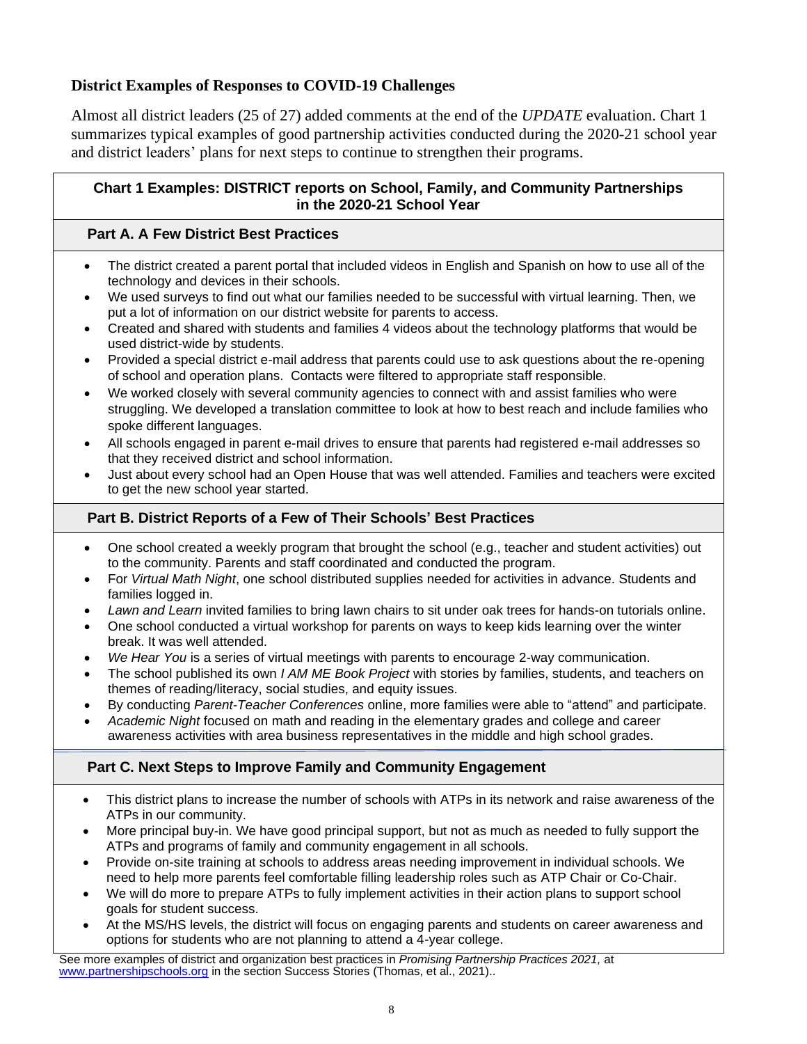## District Examples of Responses to COVID-19 Challenges

Almost all district leaders (25 of 27) added comments at the end of the *UPDATE* evaluation. Chart 1 summarizes typical examples of good partnership activities conducted during the 2020-21 school year and district leaders' plans for next steps to continue to strengthen their programs.

### Chart 1 Examples: DISTRICT reports on School, Family, and Community Partnerships in the 2020-21 School Year

#### Part A. A Few District Best Practices

- The district created a parent portal that included videos in English and Spanish on how to use all of the technology and devices in their schools.
- We used surveys to find out what our families needed to be successful with virtual learning. Then, we put a lot of information on our district website for parents to access.
- Created and shared with students and families 4 videos about the technology platforms that would be used district-wide by students.
- Provided a special district e-mail address that parents could use to ask questions about the re-opening of school and operation plans. Contacts were filtered to appropriate staff responsible.
- We worked closely with several community agencies to connect with and assist families who were struggling. We developed a translation committee to look at how to best reach and include families who spoke different languages.
- All schools engaged in parent e-mail drives to ensure that parents had registered e-mail addresses so that they received district and school information.
- Just about every school had an Open House that was well attended. Families and teachers were excited to get the new school year started.

#### Part B. District Reports of a Few of Their Schools' Best Practices

- One school created a weekly program that brought the school (e.g., teacher and student activities) out to the community. Parents and staff coordinated and conducted the program.
- For *Virtual Math Night*, one school distributed supplies needed for activities in advance. Students and families logged in.
- *Lawn and Learn* invited families to bring lawn chairs to sit under oak trees for hands-on tutorials online.
- One school conducted a virtual workshop for parents on ways to keep kids learning over the winter break. It was well attended.
- *We Hear You* is a series of virtual meetings with parents to encourage 2-way communication.
- The school published its own *I AM ME Book Project* with stories by families, students, and teachers on themes of reading/literacy, social studies, and equity issues.
- By conducting *Parent-Teacher Conferences* online, more families were able to "attend" and participate.
- *Academic Night* focused on math and reading in the elementary grades and college and career awareness activities with area business representatives in the middle and high school grades.

#### Part C. Next Steps to Improve Family and Community Engagement

- This district plans to increase the number of schools with ATPs in its network and raise awareness of the ATPs in our community.
- More principal buy-in. We have good principal support, but not as much as needed to fully support the ATPs and programs of family and community engagement in all schools.
- Provide on-site training at schools to address areas needing improvement in individual schools. We need to help more parents feel comfortable filling leadership roles such as ATP Chair or Co-Chair.
- We will do more to prepare ATPs to fully implement activities in their action plans to support school goals for student success.
- At the MS/HS levels, the district will focus on engaging parents and students on career awareness and options for students who are not planning to attend a 4-year college.

See more examples of district and organization best practices in *Promising Partnership Practices 2021,* at www.partnershipschools.org in the section Success Stories (Thomas, et al., 2021)..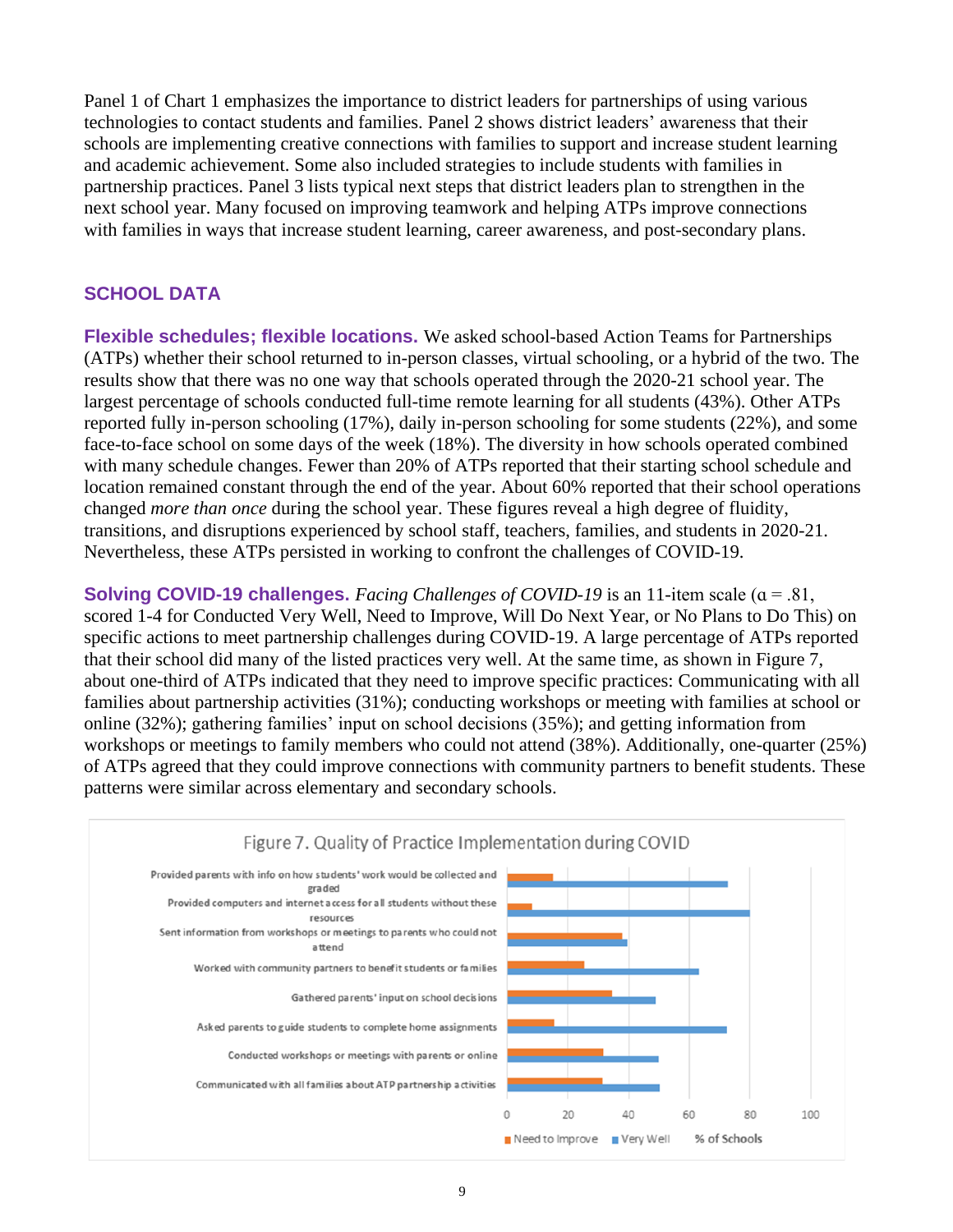Panel 1 of Chart 1 emphasizes the importance to district leaders for partnerships of using various technologies to contact students and families. Panel 2 shows district leaders' awareness that their schools are implementing creative connections with families to support and increase student learning and academic achievement. Some also included strategies to include students with families in partnership practices. Panel 3 lists typical next steps that district leaders plan to strengthen in the next school year. Many focused on improving teamwork and helping ATPs improve connections with families in ways that increase student learning, career awareness, and post-secondary plans.

## SCHOOL DATA

**Flexible schedules; flexible locations.** We asked school-based Action Teams for Partnerships (ATPs) whether their school returned to in-person classes, virtual schooling, or a hybrid of the two. The results show that there was no one way that schools operated through the 2020-21 school year. The largest percentage of schools conducted full-time remote learning for all students (43%). Other ATPs reported fully in-person schooling (17%), daily in-person schooling for some students (22%), and some face-to-face school on some days of the week (18%). The diversity in how schools operated combined with many schedule changes. Fewer than 20% of ATPs reported that their starting school schedule and location remained constant through the end of the year. About 60% reported that their school operations changed *more than once* during the school year. These figures reveal a high degree of fluidity, transitions, and disruptions experienced by school staff, teachers, families, and students in 2020-21. Nevertheless, these ATPs persisted in working to confront the challenges of COVID-19.

**Solving COVID-19 challenges.** *Facing Challenges of COVID-19* is an 11-item scale ($\alpha = .81$, scored 1-4 for Conducted Very Well, Need to Improve, Will Do Next Year, or No Plans to Do This) on specific actions to meet partnership challenges during COVID-19. A large percentage of ATPs reported that their school did many of the listed practices very well. At the same time, as shown in Figure 7, about one-third of ATPs indicated that they need to improve specific practices: Communicating with all families about partnership activities (31%); conducting workshops or meeting with families at school or online (32%); gathering families' input on school decisions (35%); and getting information from workshops or meetings to family members who could not attend (38%). Additionally, one-quarter (25%) of ATPs agreed that they could improve connections with community partners to benefit students. These patterns were similar across elementary and secondary schools.

Figure 7. Quality of Practice Implementation during COVID

| Practice | Need to Improve (% of Schools) | Very Well (% of Schools) |
|---|---|---|
| Provided parents with info on how students' work would be collected and graded | 15 | 73 |
| Provided computers and internet access for all students without these resources | 8 | 80 |
| Sent information from workshops or meetings to parents who could not attend | 38 | 39 |
| Worked with community partners to benefit students or families | 25 | 63 |
| Gathered parents' input on school decisions | 35 | 49 |
| Asked parents to guide students to complete home assignments | 15 | 72 |
| Conducted workshops or meetings with parents or online | 32 | 50 |
| Communicated with all families about ATP partnership activities | 31 | 50 |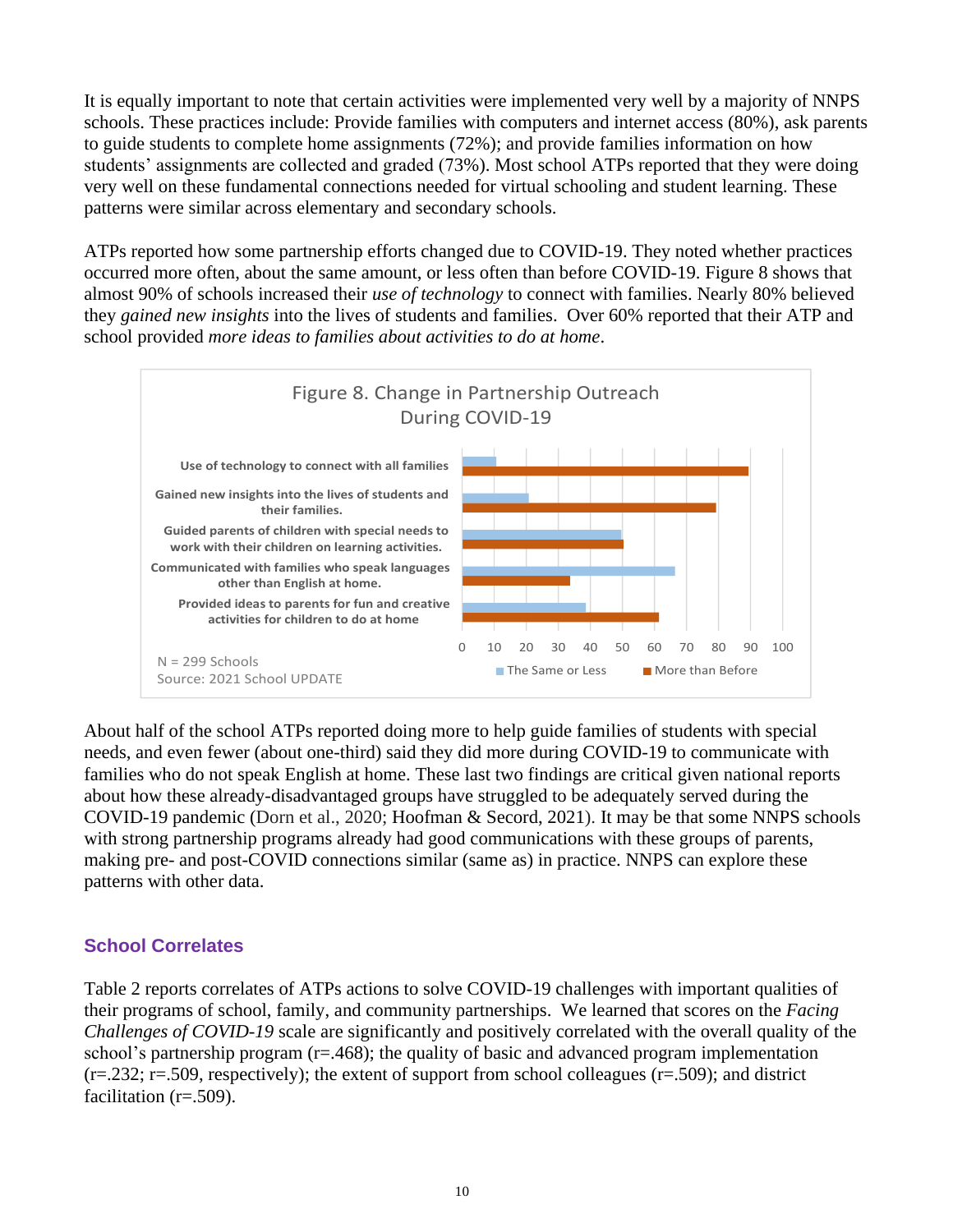It is equally important to note that certain activities were implemented very well by a majority of NNPS schools. These practices include: Provide families with computers and internet access (80%), ask parents to guide students to complete home assignments (72%); and provide families information on how students' assignments are collected and graded (73%). Most school ATPs reported that they were doing very well on these fundamental connections needed for virtual schooling and student learning. These patterns were similar across elementary and secondary schools.

ATPs reported how some partnership efforts changed due to COVID-19. They noted whether practices occurred more often, about the same amount, or less often than before COVID-19. Figure 8 shows that almost 90% of schools increased their *use of technology* to connect with families. Nearly 80% believed they *gained new insights* into the lives of students and families. Over 60% reported that their ATP and school provided *more ideas to families about activities to do at home*.

Figure 8. Change in Partnership Outreach During COVID-19

- Use of technology to connect with all families
- Gained new insights into the lives of students and their families.
- Guided parents of children with special needs to work with their children on learning activities.
- Communicated with families who speak languages other than English at home.
- Provided ideas to parents for fun and creative activities for children to do at home

Legend: The Same or Less; More than Before

N = 299 Schools
Source: 2021 School UPDATE

About half of the school ATPs reported doing more to help guide families of students with special needs, and even fewer (about one-third) said they did more during COVID-19 to communicate with families who do not speak English at home. These last two findings are critical given national reports about how these already-disadvantaged groups have struggled to be adequately served during the COVID-19 pandemic (Dorn et al., 2020; Hoofman & Secord, 2021). It may be that some NNPS schools with strong partnership programs already had good communications with these groups of parents, making pre- and post-COVID connections similar (same as) in practice. NNPS can explore these patterns with other data.

## School Correlates

Table 2 reports correlates of ATPs actions to solve COVID-19 challenges with important qualities of their programs of school, family, and community partnerships. We learned that scores on the *Facing Challenges of COVID-19* scale are significantly and positively correlated with the overall quality of the school's partnership program (r=.468); the quality of basic and advanced program implementation (r=.232; r=.509, respectively); the extent of support from school colleagues (r=.509); and district facilitation (r=.509).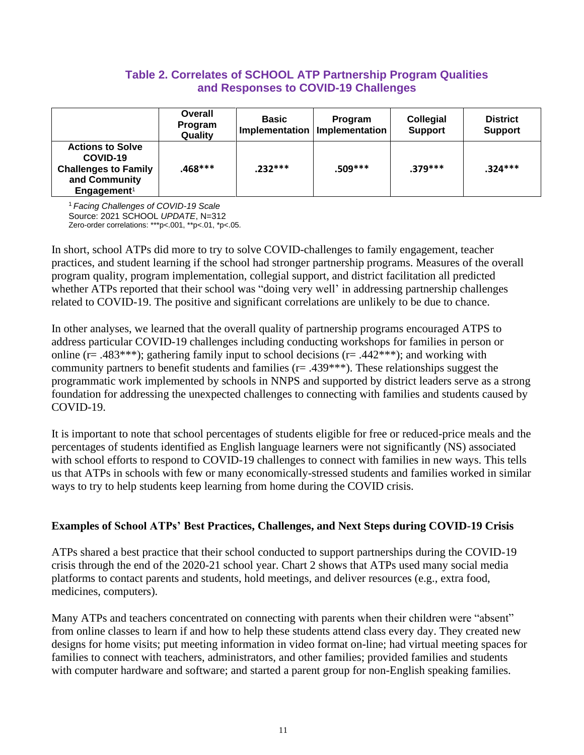### Table 2. Correlates of SCHOOL ATP Partnership Program Qualities and Responses to COVID-19 Challenges

| | Overall Program Quality | Basic Implementation | Program Implementation | Collegial Support | District Support |
|---|---|---|---|---|---|
| **Actions to Solve COVID-19 Challenges to Family and Community Engagement**[1] | .468*** | .232*** | .509*** | .379*** | .324*** |

[1] *Facing Challenges of COVID-19 Scale*
Source: 2021 SCHOOL *UPDATE*, N=312
Zero-order correlations: ***p<.001, **p<.01, *p<.05.

In short, school ATPs did more to try to solve COVID-challenges to family engagement, teacher practices, and student learning if the school had stronger partnership programs. Measures of the overall program quality, program implementation, collegial support, and district facilitation all predicted whether ATPs reported that their school was "doing very well' in addressing partnership challenges related to COVID-19. The positive and significant correlations are unlikely to be due to chance.

In other analyses, we learned that the overall quality of partnership programs encouraged ATPS to address particular COVID-19 challenges including conducting workshops for families in person or online (r= .483***); gathering family input to school decisions (r= .442***); and working with community partners to benefit students and families (r= .439***). These relationships suggest the programmatic work implemented by schools in NNPS and supported by district leaders serve as a strong foundation for addressing the unexpected challenges to connecting with families and students caused by COVID-19.

It is important to note that school percentages of students eligible for free or reduced-price meals and the percentages of students identified as English language learners were not significantly (NS) associated with school efforts to respond to COVID-19 challenges to connect with families in new ways. This tells us that ATPs in schools with few or many economically-stressed students and families worked in similar ways to try to help students keep learning from home during the COVID crisis.

**Examples of School ATPs' Best Practices, Challenges, and Next Steps during COVID-19 Crisis**

ATPs shared a best practice that their school conducted to support partnerships during the COVID-19 crisis through the end of the 2020-21 school year. Chart 2 shows that ATPs used many social media platforms to contact parents and students, hold meetings, and deliver resources (e.g., extra food, medicines, computers).

Many ATPs and teachers concentrated on connecting with parents when their children were "absent" from online classes to learn if and how to help these students attend class every day. They created new designs for home visits; put meeting information in video format on-line; had virtual meeting spaces for families to connect with teachers, administrators, and other families; provided families and students with computer hardware and software; and started a parent group for non-English speaking families.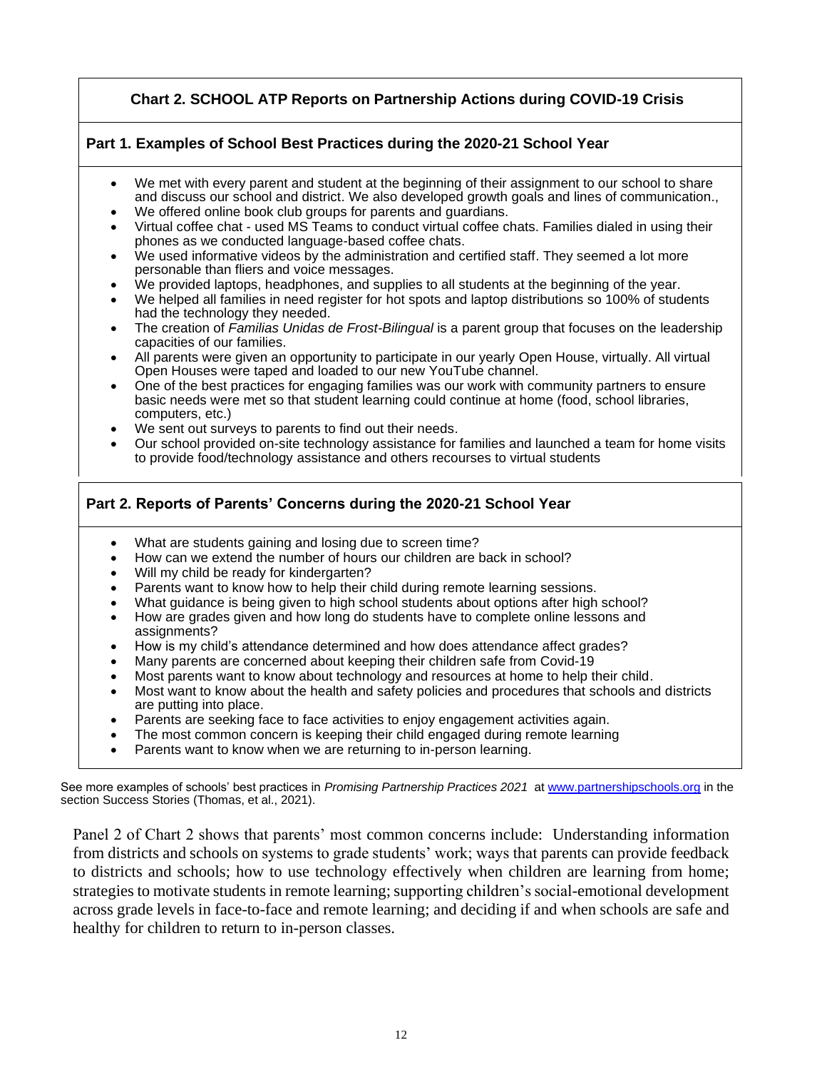**Chart 2. SCHOOL ATP Reports on Partnership Actions during COVID-19 Crisis**

**Part 1. Examples of School Best Practices during the 2020-21 School Year**

- We met with every parent and student at the beginning of their assignment to our school to share and discuss our school and district. We also developed growth goals and lines of communication.,
- We offered online book club groups for parents and guardians.
- Virtual coffee chat - used MS Teams to conduct virtual coffee chats. Families dialed in using their phones as we conducted language-based coffee chats.
- We used informative videos by the administration and certified staff. They seemed a lot more personable than fliers and voice messages.
- We provided laptops, headphones, and supplies to all students at the beginning of the year.
- We helped all families in need register for hot spots and laptop distributions so 100% of students had the technology they needed.
- The creation of *Familias Unidas de Frost-Bilingual* is a parent group that focuses on the leadership capacities of our families.
- All parents were given an opportunity to participate in our yearly Open House, virtually. All virtual Open Houses were taped and loaded to our new YouTube channel.
- One of the best practices for engaging families was our work with community partners to ensure basic needs were met so that student learning could continue at home (food, school libraries, computers, etc.)
- We sent out surveys to parents to find out their needs.
- Our school provided on-site technology assistance for families and launched a team for home visits to provide food/technology assistance and others recourses to virtual students

**Part 2. Reports of Parents' Concerns during the 2020-21 School Year**

- What are students gaining and losing due to screen time?
- How can we extend the number of hours our children are back in school?
- Will my child be ready for kindergarten?
- Parents want to know how to help their child during remote learning sessions.
- What guidance is being given to high school students about options after high school?
- How are grades given and how long do students have to complete online lessons and assignments?
- How is my child's attendance determined and how does attendance affect grades?
- Many parents are concerned about keeping their children safe from Covid-19
- Most parents want to know about technology and resources at home to help their child.
- Most want to know about the health and safety policies and procedures that schools and districts are putting into place.
- Parents are seeking face to face activities to enjoy engagement activities again.
- The most common concern is keeping their child engaged during remote learning
- Parents want to know when we are returning to in-person learning.

See more examples of schools' best practices in *Promising Partnership Practices 2021* at www.partnershipschools.org in the section Success Stories (Thomas, et al., 2021).

Panel 2 of Chart 2 shows that parents' most common concerns include: Understanding information from districts and schools on systems to grade students' work; ways that parents can provide feedback to districts and schools; how to use technology effectively when children are learning from home; strategies to motivate students in remote learning; supporting children's social-emotional development across grade levels in face-to-face and remote learning; and deciding if and when schools are safe and healthy for children to return to in-person classes.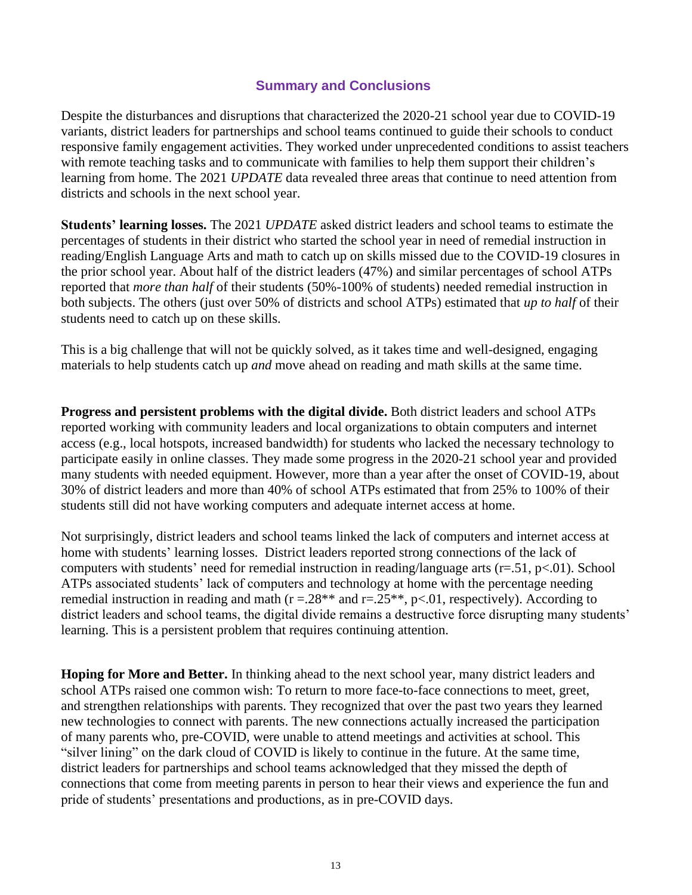## Summary and Conclusions

Despite the disturbances and disruptions that characterized the 2020-21 school year due to COVID-19 variants, district leaders for partnerships and school teams continued to guide their schools to conduct responsive family engagement activities. They worked under unprecedented conditions to assist teachers with remote teaching tasks and to communicate with families to help them support their children's learning from home. The 2021 *UPDATE* data revealed three areas that continue to need attention from districts and schools in the next school year.

**Students' learning losses.** The 2021 *UPDATE* asked district leaders and school teams to estimate the percentages of students in their district who started the school year in need of remedial instruction in reading/English Language Arts and math to catch up on skills missed due to the COVID-19 closures in the prior school year. About half of the district leaders (47%) and similar percentages of school ATPs reported that *more than half* of their students (50%-100% of students) needed remedial instruction in both subjects. The others (just over 50% of districts and school ATPs) estimated that *up to half* of their students need to catch up on these skills.

This is a big challenge that will not be quickly solved, as it takes time and well-designed, engaging materials to help students catch up *and* move ahead on reading and math skills at the same time.

**Progress and persistent problems with the digital divide.** Both district leaders and school ATPs reported working with community leaders and local organizations to obtain computers and internet access (e.g., local hotspots, increased bandwidth) for students who lacked the necessary technology to participate easily in online classes. They made some progress in the 2020-21 school year and provided many students with needed equipment. However, more than a year after the onset of COVID-19, about 30% of district leaders and more than 40% of school ATPs estimated that from 25% to 100% of their students still did not have working computers and adequate internet access at home.

Not surprisingly, district leaders and school teams linked the lack of computers and internet access at home with students' learning losses. District leaders reported strong connections of the lack of computers with students' need for remedial instruction in reading/language arts ($r=.51$, $p<.01$). School ATPs associated students' lack of computers and technology at home with the percentage needing remedial instruction in reading and math ($r=.28^{**}$ and $r=.25^{**}$, $p<.01$, respectively). According to district leaders and school teams, the digital divide remains a destructive force disrupting many students' learning. This is a persistent problem that requires continuing attention.

**Hoping for More and Better.** In thinking ahead to the next school year, many district leaders and school ATPs raised one common wish: To return to more face-to-face connections to meet, greet, and strengthen relationships with parents. They recognized that over the past two years they learned new technologies to connect with parents. The new connections actually increased the participation of many parents who, pre-COVID, were unable to attend meetings and activities at school. This "silver lining" on the dark cloud of COVID is likely to continue in the future. At the same time, district leaders for partnerships and school teams acknowledged that they missed the depth of connections that come from meeting parents in person to hear their views and experience the fun and pride of students' presentations and productions, as in pre-COVID days.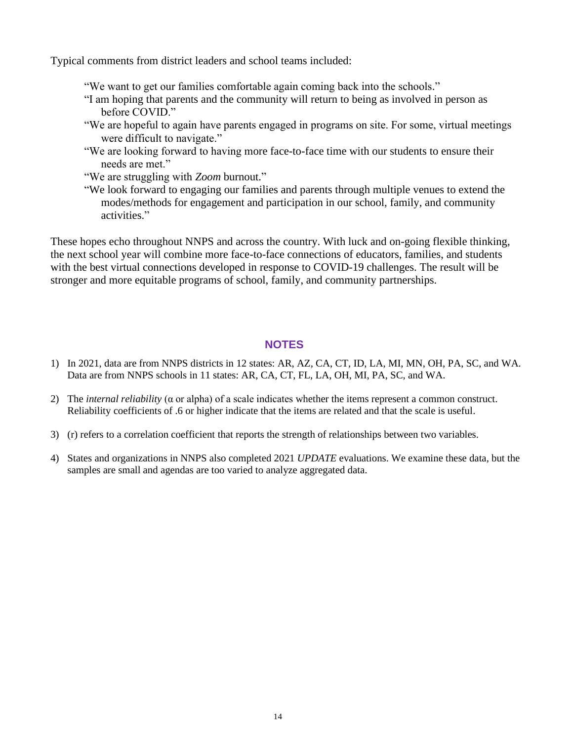Typical comments from district leaders and school teams included:

> "We want to get our families comfortable again coming back into the schools."
> "I am hoping that parents and the community will return to being as involved in person as before COVID."
> "We are hopeful to again have parents engaged in programs on site. For some, virtual meetings were difficult to navigate."
> "We are looking forward to having more face-to-face time with our students to ensure their needs are met."
> "We are struggling with *Zoom* burnout."
> "We look forward to engaging our families and parents through multiple venues to extend the modes/methods for engagement and participation in our school, family, and community activities."

These hopes echo throughout NNPS and across the country. With luck and on-going flexible thinking, the next school year will combine more face-to-face connections of educators, families, and students with the best virtual connections developed in response to COVID-19 challenges. The result will be stronger and more equitable programs of school, family, and community partnerships.

## NOTES

1) In 2021, data are from NNPS districts in 12 states: AR, AZ, CA, CT, ID, LA, MI, MN, OH, PA, SC, and WA. Data are from NNPS schools in 11 states: AR, CA, CT, FL, LA, OH, MI, PA, SC, and WA.
2) The *internal reliability* (α or alpha) of a scale indicates whether the items represent a common construct. Reliability coefficients of .6 or higher indicate that the items are related and that the scale is useful.
3) (r) refers to a correlation coefficient that reports the strength of relationships between two variables.
4) States and organizations in NNPS also completed 2021 *UPDATE* evaluations. We examine these data, but the samples are small and agendas are too varied to analyze aggregated data.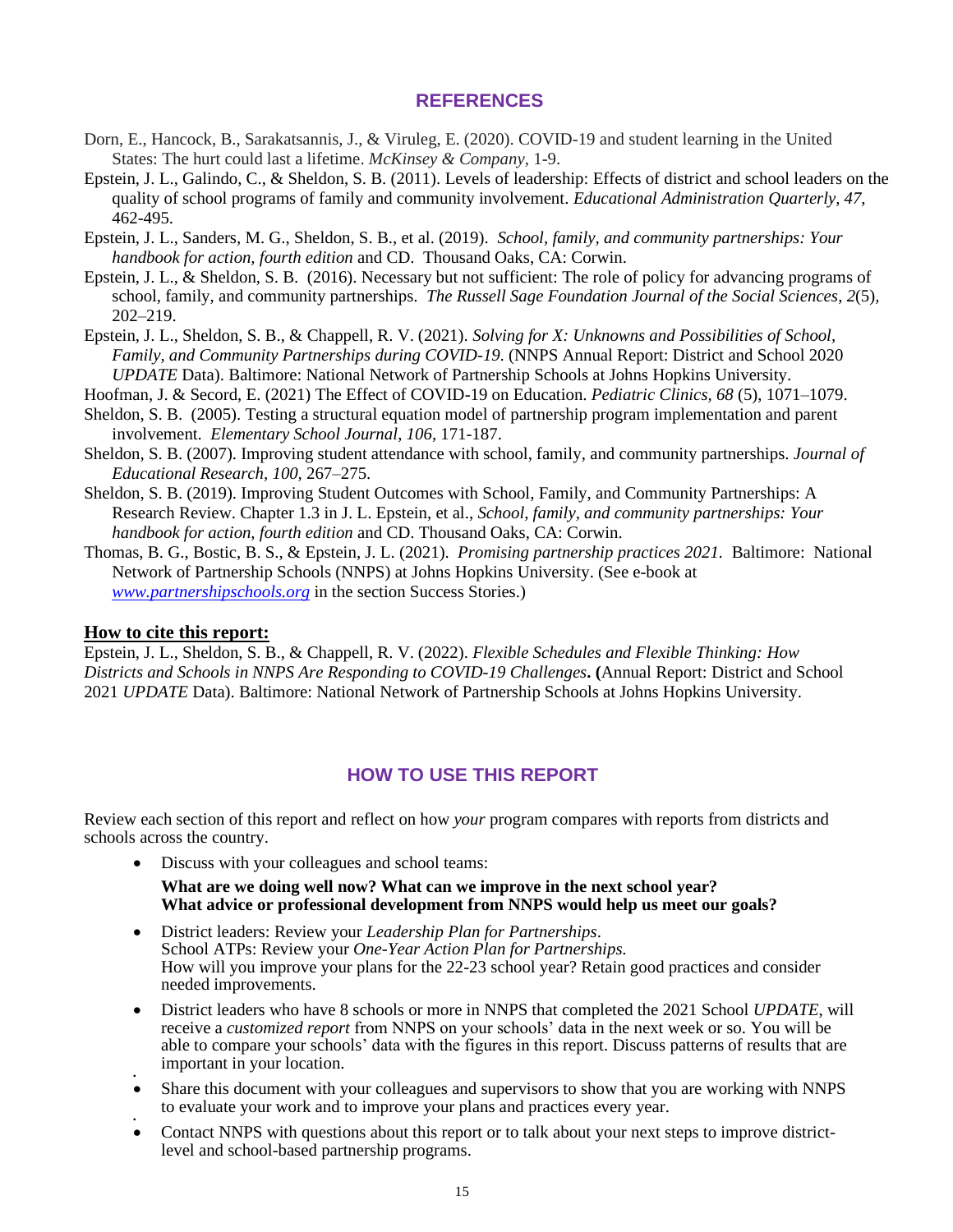## REFERENCES

Dorn, E., Hancock, B., Sarakatsannis, J., & Viruleg, E. (2020). COVID-19 and student learning in the United States: The hurt could last a lifetime. *McKinsey & Company*, 1-9.

Epstein, J. L., Galindo, C., & Sheldon, S. B. (2011). Levels of leadership: Effects of district and school leaders on the quality of school programs of family and community involvement. *Educational Administration Quarterly, 47,* 462-495.

Epstein, J. L., Sanders, M. G., Sheldon, S. B., et al. (2019). *School, family, and community partnerships: Your handbook for action, fourth edition* and CD. Thousand Oaks, CA: Corwin.

Epstein, J. L., & Sheldon, S. B. (2016). Necessary but not sufficient: The role of policy for advancing programs of school, family, and community partnerships. *The Russell Sage Foundation Journal of the Social Sciences*, *2*(5), 202–219.

Epstein, J. L., Sheldon, S. B., & Chappell, R. V. (2021). *Solving for X: Unknowns and Possibilities of School, Family, and Community Partnerships during COVID-19.* (NNPS Annual Report: District and School 2020 *UPDATE* Data). Baltimore: National Network of Partnership Schools at Johns Hopkins University.

Hoofman, J. & Secord, E. (2021) The Effect of COVID-19 on Education. *Pediatric Clinics, 68* (5), 1071–1079.

Sheldon, S. B. (2005). Testing a structural equation model of partnership program implementation and parent involvement. *Elementary School Journal*, *106*, 171-187.

Sheldon, S. B. (2007). Improving student attendance with school, family, and community partnerships. *Journal of Educational Research, 100,* 267–275.

Sheldon, S. B. (2019). Improving Student Outcomes with School, Family, and Community Partnerships: A Research Review. Chapter 1.3 in J. L. Epstein, et al., *School, family, and community partnerships: Your handbook for action, fourth edition* and CD. Thousand Oaks, CA: Corwin.

Thomas, B. G., Bostic, B. S., & Epstein, J. L. (2021). *Promising partnership practices 2021.* Baltimore: National Network of Partnership Schools (NNPS) at Johns Hopkins University. (See e-book at *www.partnershipschools.org* in the section Success Stories.)

**How to cite this report:**

Epstein, J. L., Sheldon, S. B., & Chappell, R. V. (2022). *Flexible Schedules and Flexible Thinking: How Districts and Schools in NNPS Are Responding to COVID-19 Challenges***. (**Annual Report: District and School 2021 *UPDATE* Data). Baltimore: National Network of Partnership Schools at Johns Hopkins University.

## HOW TO USE THIS REPORT

Review each section of this report and reflect on how *your* program compares with reports from districts and schools across the country.

- Discuss with your colleagues and school teams:
  **What are we doing well now? What can we improve in the next school year?**
  **What advice or professional development from NNPS would help us meet our goals?**
- District leaders: Review your *Leadership Plan for Partnerships*.
  School ATPs: Review your *One-Year Action Plan for Partnerships.*
  How will you improve your plans for the 22-23 school year? Retain good practices and consider needed improvements.
- District leaders who have 8 schools or more in NNPS that completed the 2021 School *UPDATE*, will receive a *customized report* from NNPS on your schools' data in the next week or so. You will be able to compare your schools' data with the figures in this report. Discuss patterns of results that are important in your location.
- Share this document with your colleagues and supervisors to show that you are working with NNPS to evaluate your work and to improve your plans and practices every year.
- Contact NNPS with questions about this report or to talk about your next steps to improve district-level and school-based partnership programs.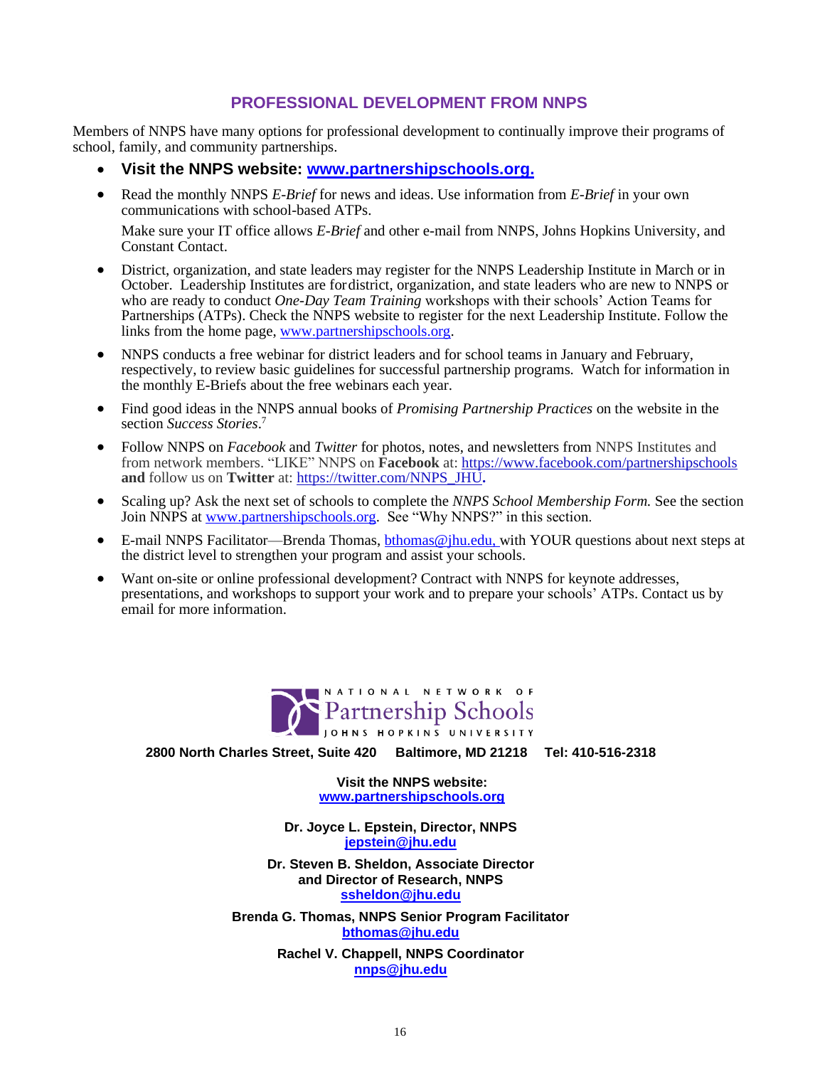## PROFESSIONAL DEVELOPMENT FROM NNPS

Members of NNPS have many options for professional development to continually improve their programs of school, family, and community partnerships.

- **Visit the NNPS website: www.partnershipschools.org.**
- Read the monthly NNPS *E-Brief* for news and ideas. Use information from *E-Brief* in your own communications with school-based ATPs.

  Make sure your IT office allows *E-Brief* and other e-mail from NNPS, Johns Hopkins University, and Constant Contact.
- District, organization, and state leaders may register for the NNPS Leadership Institute in March or in October. Leadership Institutes are for district, organization, and state leaders who are new to NNPS or who are ready to conduct *One-Day Team Training* workshops with their schools' Action Teams for Partnerships (ATPs). Check the NNPS website to register for the next Leadership Institute. Follow the links from the home page, www.partnershipschools.org.
- NNPS conducts a free webinar for district leaders and for school teams in January and February, respectively, to review basic guidelines for successful partnership programs. Watch for information in the monthly E-Briefs about the free webinars each year.
- Find good ideas in the NNPS annual books of *Promising Partnership Practices* on the website in the section *Success Stories*.[7]
- Follow NNPS on *Facebook* and *Twitter* for photos, notes, and newsletters from NNPS Institutes and from network members. "LIKE" NNPS on **Facebook** at: https://www.facebook.com/partnershipschools **and** follow us on **Twitter** at: https://twitter.com/NNPS_JHU**.**
- Scaling up? Ask the next set of schools to complete the *NNPS School Membership Form.* See the section Join NNPS at www.partnershipschools.org. See "Why NNPS?" in this section.
- E-mail NNPS Facilitator—Brenda Thomas, bthomas@jhu.edu, with YOUR questions about next steps at the district level to strengthen your program and assist your schools.
- Want on-site or online professional development? Contract with NNPS for keynote addresses, presentations, and workshops to support your work and to prepare your schools' ATPs. Contact us by email for more information.

NATIONAL NETWORK OF Partnership Schools JOHNS HOPKINS UNIVERSITY

**2800 North Charles Street, Suite 420 Baltimore, MD 21218 Tel: 410-516-2318**

**Visit the NNPS website:**
**www.partnershipschools.org**

**Dr. Joyce L. Epstein, Director, NNPS**
**jepstein@jhu.edu**

**Dr. Steven B. Sheldon, Associate Director and Director of Research, NNPS**
**ssheldon@jhu.edu**

**Brenda G. Thomas, NNPS Senior Program Facilitator**
**bthomas@jhu.edu**

**Rachel V. Chappell, NNPS Coordinator**
**nnps@jhu.edu**